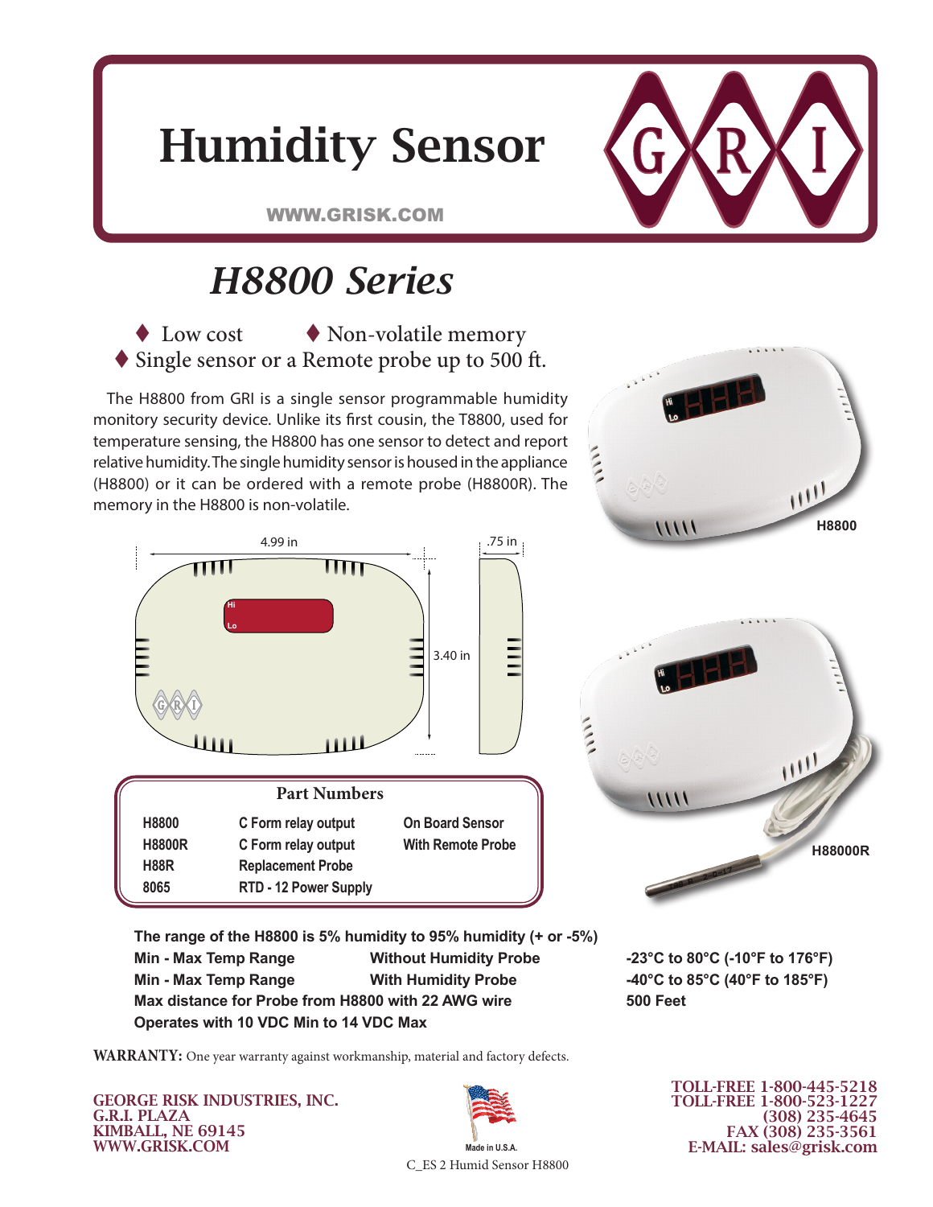# Humidity Sensor

WWW.GRISK.COM

## *H8800 Series*

- Low cost
- Non-volatile memory
- Single sensor or a Remote probe up to 500 ft.

The H8800 from GRI is a single sensor programmable humidity monitory security device. Unlike its first cousin, the T8800, used for temperature sensing, the H8800 has one sensor to detect and report relative humidity. The single humidity sensor is housed in the appliance (H8800) or it can be ordered with a remote probe (H8800R). The memory in the H8800 is non-volatile.

4.99 in

.75 in

3.40 in

H8800

H88000R

| Part Numbers | | |
|---|---|---|
| H8800 | C Form relay output | On Board Sensor |
| H8800R | C Form relay output | With Remote Probe |
| H88R | Replacement Probe | |
| 8065 | RTD - 12 Power Supply | |

**The range of the H8800 is 5% humidity to 95% humidity (+ or -5%)**

| | | |
|---|---|---|
| **Min - Max Temp Range** | **Without Humidity Probe** | **-23°C to 80°C (-10°F to 176°F)** |
| **Min - Max Temp Range** | **With Humidity Probe** | **-40°C to 85°C (40°F to 185°F)** |
| **Max distance for Probe from H8800 with 22 AWG wire** | | **500 Feet** |
| **Operates with 10 VDC Min to 14 VDC Max** | | |

**WARRANTY:** One year warranty against workmanship, material and factory defects.

**GEORGE RISK INDUSTRIES, INC.**
**G.R.I. PLAZA**
**KIMBALL, NE 69145**
**WWW.GRISK.COM**

Made in U.S.A.

C_ES 2 Humid Sensor H8800

**TOLL-FREE 1-800-445-5218**
**TOLL-FREE 1-800-523-1227**
**(308) 235-4645**
**FAX (308) 235-3561**
**E-MAIL: sales@grisk.com**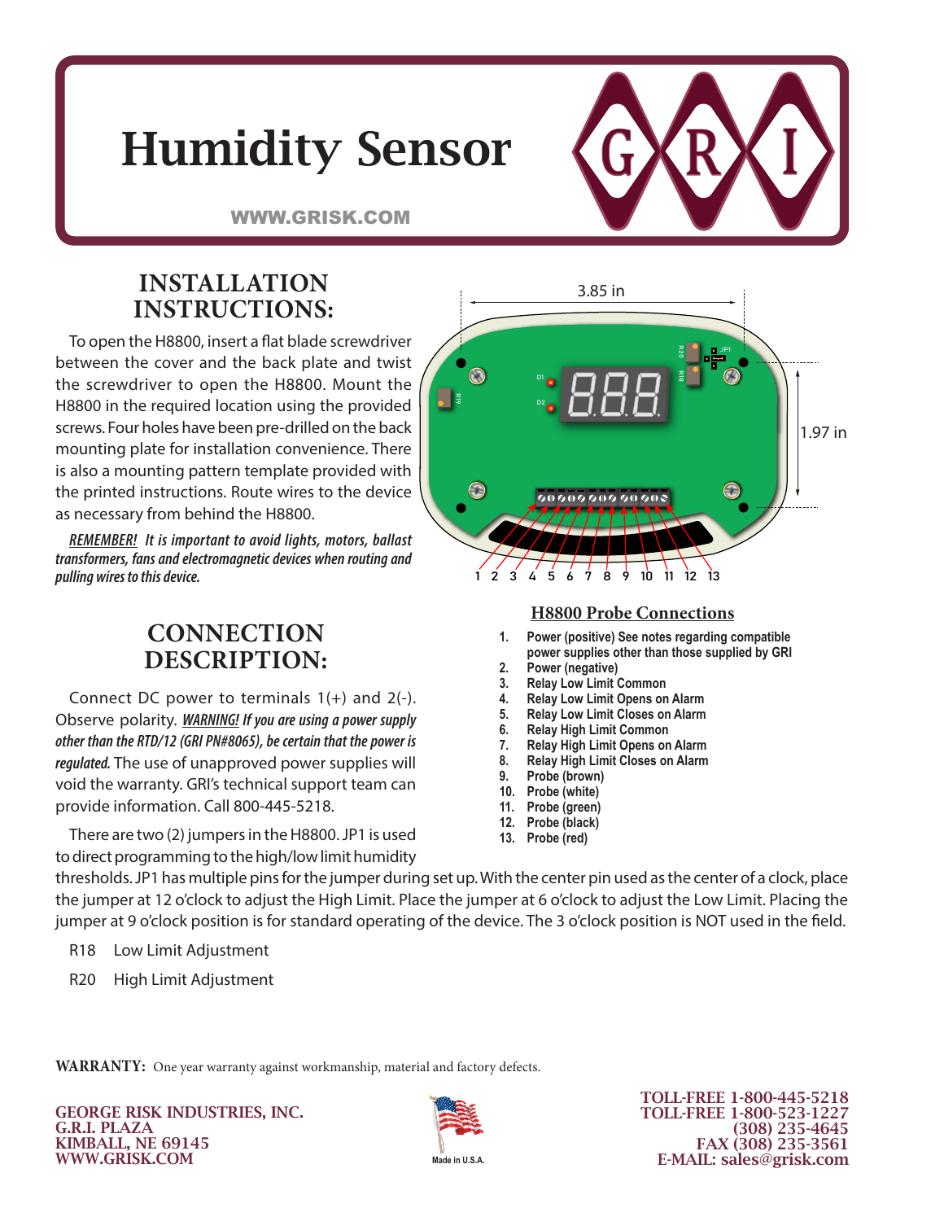# Humidity Sensor

WWW.GRISK.COM

## INSTALLATION INSTRUCTIONS:

To open the H8800, insert a flat blade screwdriver between the cover and the back plate and twist the screwdriver to open the H8800. Mount the H8800 in the required location using the provided screws. Four holes have been pre-drilled on the back mounting plate for installation convenience. There is also a mounting pattern template provided with the printed instructions. Route wires to the device as necessary from behind the H8800.

***REMEMBER!** It is important to avoid lights, motors, ballast transformers, fans and electromagnetic devices when routing and pulling wires to this device.*

3.85 in

1.97 in

1 2 3 4 5 6 7 8 9 10 11 12 13

### H8800 Probe Connections

1. Power (positive) See notes regarding compatible power supplies other than those supplied by GRI
2. Power (negative)
3. Relay Low Limit Common
4. Relay Low Limit Opens on Alarm
5. Relay Low Limit Closes on Alarm
6. Relay High Limit Common
7. Relay High Limit Opens on Alarm
8. Relay High Limit Closes on Alarm
9. Probe (brown)
10. Probe (white)
11. Probe (green)
12. Probe (black)
13. Probe (red)

## CONNECTION DESCRIPTION:

Connect DC power to terminals 1(+) and 2(-). Observe polarity. ***WARNING!** If you are using a power supply other than the RTD/12 (GRI PN#8065), be certain that the power is regulated.* The use of unapproved power supplies will void the warranty. GRI's technical support team can provide information. Call 800-445-5218.

There are two (2) jumpers in the H8800. JP1 is used to direct programming to the high/low limit humidity thresholds. JP1 has multiple pins for the jumper during set up. With the center pin used as the center of a clock, place the jumper at 12 o'clock to adjust the High Limit. Place the jumper at 6 o'clock to adjust the Low Limit. Placing the jumper at 9 o'clock position is for standard operating of the device. The 3 o'clock position is NOT used in the field.

R18 Low Limit Adjustment

R20 High Limit Adjustment

**WARRANTY:** One year warranty against workmanship, material and factory defects.

**GEORGE RISK INDUSTRIES, INC.**
**G.R.I. PLAZA**
**KIMBALL, NE 69145**
**WWW.GRISK.COM**

Made in U.S.A.

**TOLL-FREE 1-800-445-5218**
**TOLL-FREE 1-800-523-1227**
**(308) 235-4645**
**FAX (308) 235-3561**
**E-MAIL: sales@grisk.com**